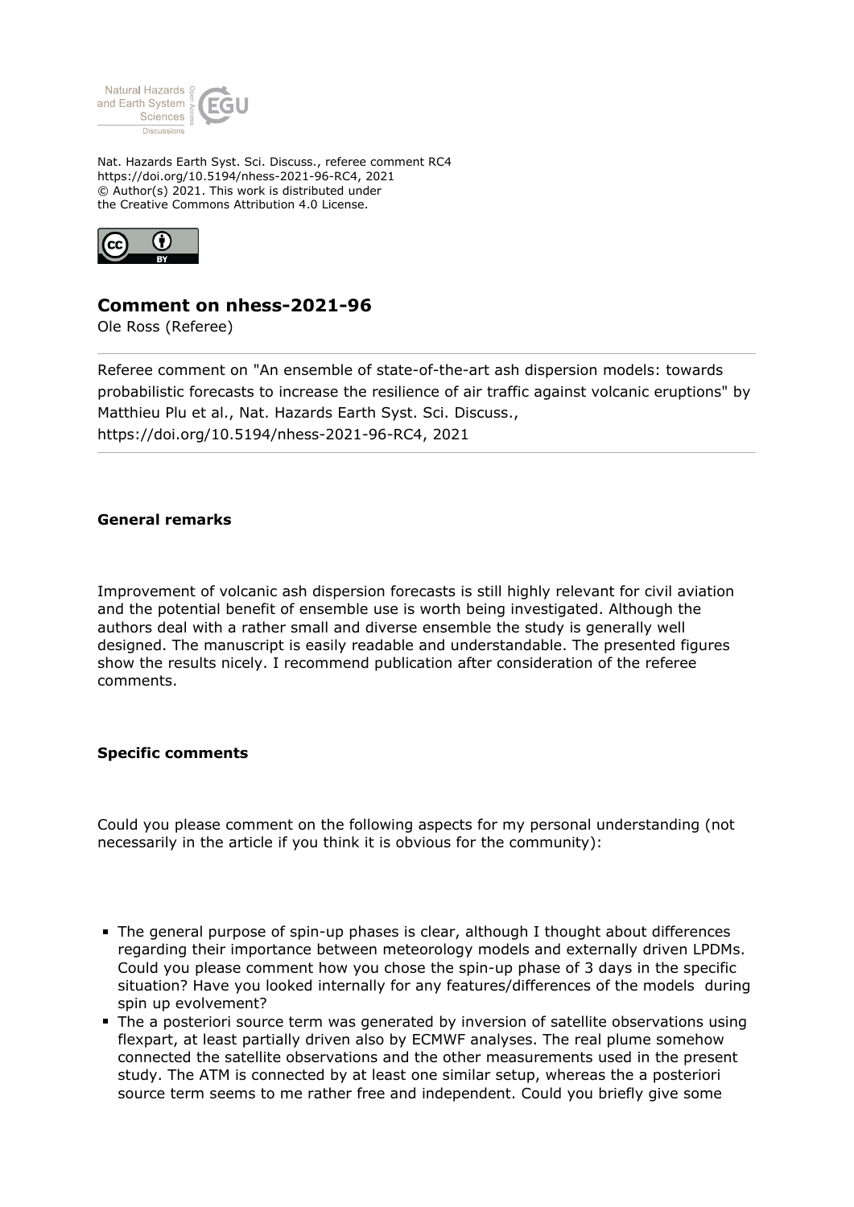Nat. Hazards Earth Syst. Sci. Discuss., referee comment RC4
https://doi.org/10.5194/nhess-2021-96-RC4, 2021
© Author(s) 2021. This work is distributed under
the Creative Commons Attribution 4.0 License.

## Comment on nhess-2021-96

Ole Ross (Referee)

Referee comment on "An ensemble of state-of-the-art ash dispersion models: towards probabilistic forecasts to increase the resilience of air traffic against volcanic eruptions" by Matthieu Plu et al., Nat. Hazards Earth Syst. Sci. Discuss., https://doi.org/10.5194/nhess-2021-96-RC4, 2021

### General remarks

Improvement of volcanic ash dispersion forecasts is still highly relevant for civil aviation and the potential benefit of ensemble use is worth being investigated. Although the authors deal with a rather small and diverse ensemble the study is generally well designed. The manuscript is easily readable and understandable. The presented figures show the results nicely. I recommend publication after consideration of the referee comments.

### Specific comments

Could you please comment on the following aspects for my personal understanding (not necessarily in the article if you think it is obvious for the community):

- The general purpose of spin-up phases is clear, although I thought about differences regarding their importance between meteorology models and externally driven LPDMs. Could you please comment how you chose the spin-up phase of 3 days in the specific situation? Have you looked internally for any features/differences of the models during spin up evolvement?
- The a posteriori source term was generated by inversion of satellite observations using flexpart, at least partially driven also by ECMWF analyses. The real plume somehow connected the satellite observations and the other measurements used in the present study. The ATM is connected by at least one similar setup, whereas the a posteriori source term seems to me rather free and independent. Could you briefly give some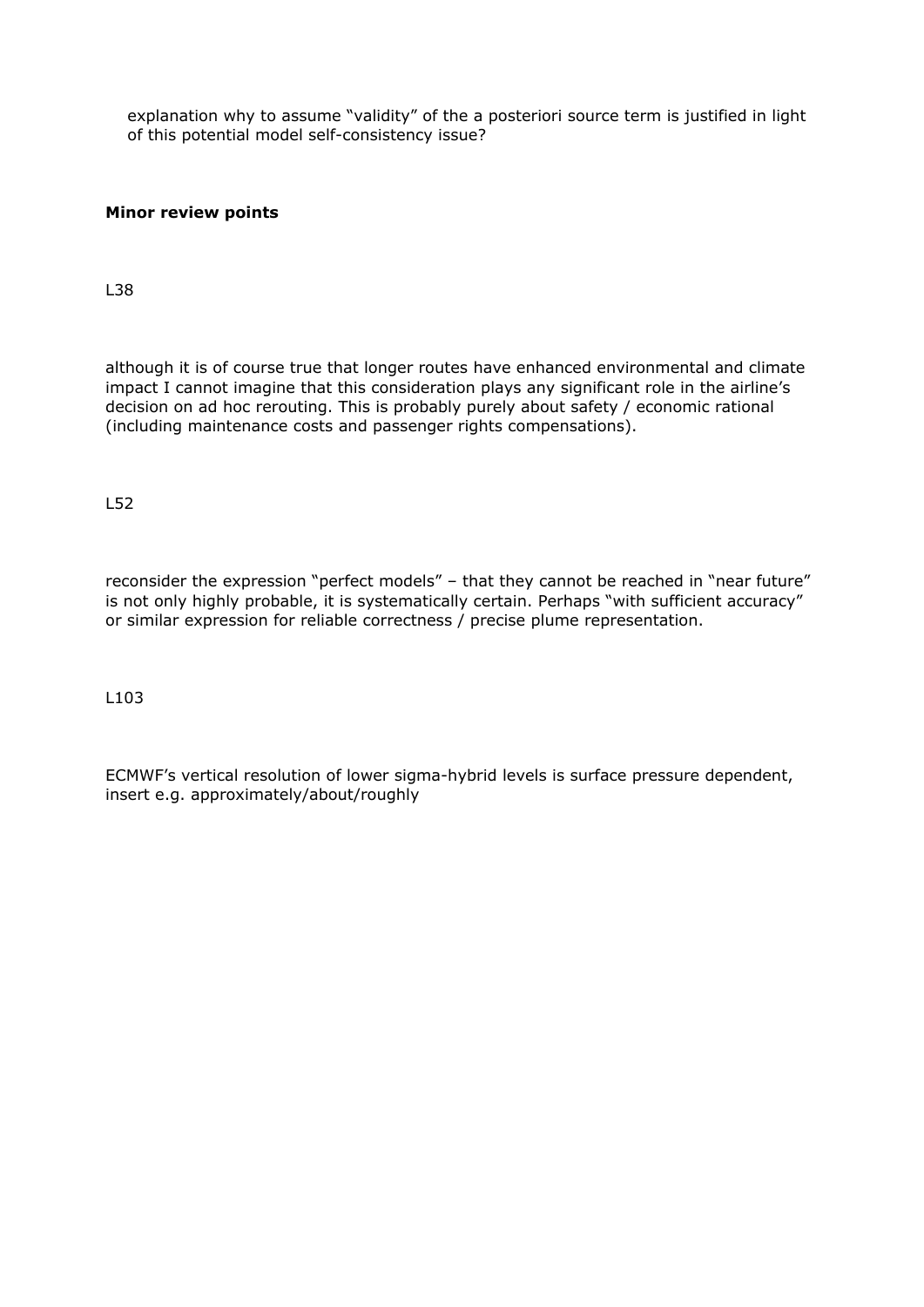explanation why to assume "validity" of the a posteriori source term is justified in light of this potential model self-consistency issue?

**Minor review points**

L38

although it is of course true that longer routes have enhanced environmental and climate impact I cannot imagine that this consideration plays any significant role in the airline's decision on ad hoc rerouting. This is probably purely about safety / economic rational (including maintenance costs and passenger rights compensations).

L52

reconsider the expression "perfect models" – that they cannot be reached in "near future" is not only highly probable, it is systematically certain. Perhaps "with sufficient accuracy" or similar expression for reliable correctness / precise plume representation.

L103

ECMWF's vertical resolution of lower sigma-hybrid levels is surface pressure dependent, insert e.g. approximately/about/roughly